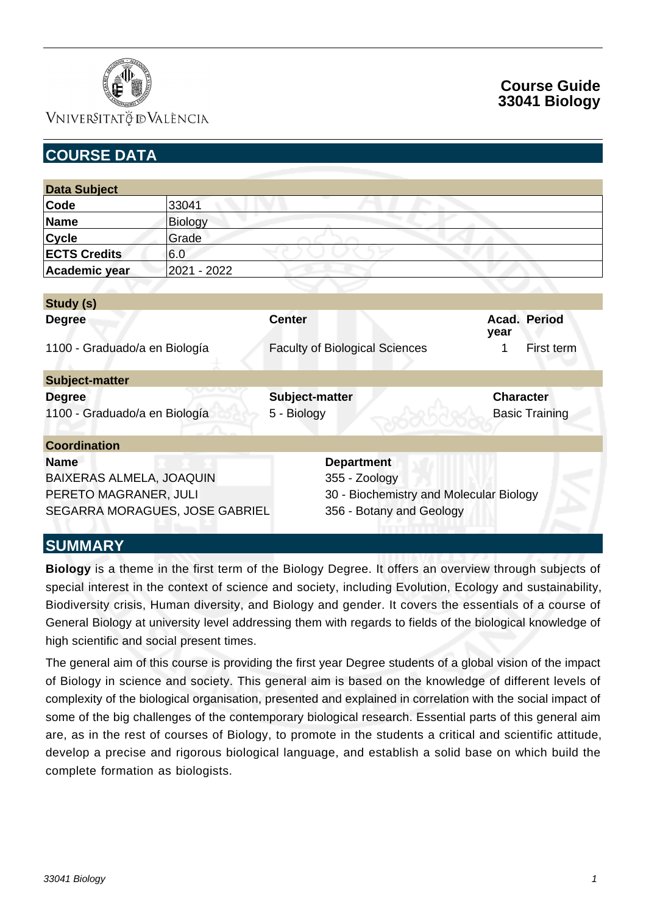VNIVERSITAT DE VALÈNCIA

# Course Guide
# 33041 Biology

## COURSE DATA

| Data Subject | |
|---|---|
| **Code** | 33041 |
| **Name** | Biology |
| **Cycle** | Grade |
| **ECTS Credits** | 6.0 |
| **Academic year** | 2021 - 2022 |

**Study (s)**

| Degree | Center | Acad. year | Period |
|---|---|---|---|
| 1100 - Graduado/a en Biología | Faculty of Biological Sciences | 1 | First term |

**Subject-matter**

| Degree | Subject-matter | Character |
|---|---|---|
| 1100 - Graduado/a en Biología | 5 - Biology | Basic Training |

**Coordination**

| Name | Department |
|---|---|
| BAIXERAS ALMELA, JOAQUIN | 355 - Zoology |
| PERETO MAGRANER, JULI | 30 - Biochemistry and Molecular Biology |
| SEGARRA MORAGUES, JOSE GABRIEL | 356 - Botany and Geology |

## SUMMARY

**Biology** is a theme in the first term of the Biology Degree. It offers an overview through subjects of special interest in the context of science and society, including Evolution, Ecology and sustainability, Biodiversity crisis, Human diversity, and Biology and gender. It covers the essentials of a course of General Biology at university level addressing them with regards to fields of the biological knowledge of high scientific and social present times.

The general aim of this course is providing the first year Degree students of a global vision of the impact of Biology in science and society. This general aim is based on the knowledge of different levels of complexity of the biological organisation, presented and explained in correlation with the social impact of some of the big challenges of the contemporary biological research. Essential parts of this general aim are, as in the rest of courses of Biology, to promote in the students a critical and scientific attitude, develop a precise and rigorous biological language, and establish a solid base on which build the complete formation as biologists.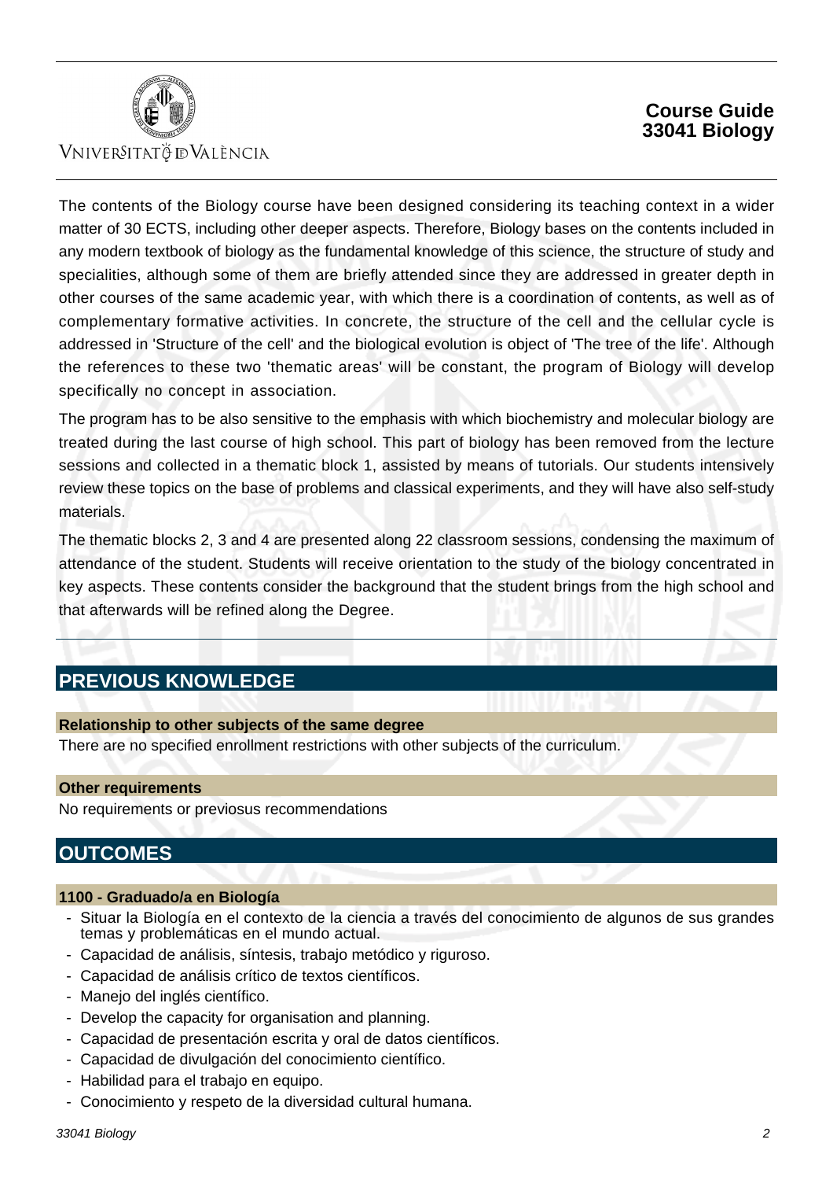The contents of the Biology course have been designed considering its teaching context in a wider matter of 30 ECTS, including other deeper aspects. Therefore, Biology bases on the contents included in any modern textbook of biology as the fundamental knowledge of this science, the structure of study and specialities, although some of them are briefly attended since they are addressed in greater depth in other courses of the same academic year, with which there is a coordination of contents, as well as of complementary formative activities. In concrete, the structure of the cell and the cellular cycle is addressed in 'Structure of the cell' and the biological evolution is object of 'The tree of the life'. Although the references to these two 'thematic areas' will be constant, the program of Biology will develop specifically no concept in association.

The program has to be also sensitive to the emphasis with which biochemistry and molecular biology are treated during the last course of high school. This part of biology has been removed from the lecture sessions and collected in a thematic block 1, assisted by means of tutorials. Our students intensively review these topics on the base of problems and classical experiments, and they will have also self-study materials.

The thematic blocks 2, 3 and 4 are presented along 22 classroom sessions, condensing the maximum of attendance of the student. Students will receive orientation to the study of the biology concentrated in key aspects. These contents consider the background that the student brings from the high school and that afterwards will be refined along the Degree.

## PREVIOUS KNOWLEDGE

### Relationship to other subjects of the same degree

There are no specified enrollment restrictions with other subjects of the curriculum.

### Other requirements

No requirements or previosus recommendations

## OUTCOMES

### 1100 - Graduado/a en Biología

- Situar la Biología en el contexto de la ciencia a través del conocimiento de algunos de sus grandes temas y problemáticas en el mundo actual.
- Capacidad de análisis, síntesis, trabajo metódico y riguroso.
- Capacidad de análisis crítico de textos científicos.
- Manejo del inglés científico.
- Develop the capacity for organisation and planning.
- Capacidad de presentación escrita y oral de datos científicos.
- Capacidad de divulgación del conocimiento científico.
- Habilidad para el trabajo en equipo.
- Conocimiento y respeto de la diversidad cultural humana.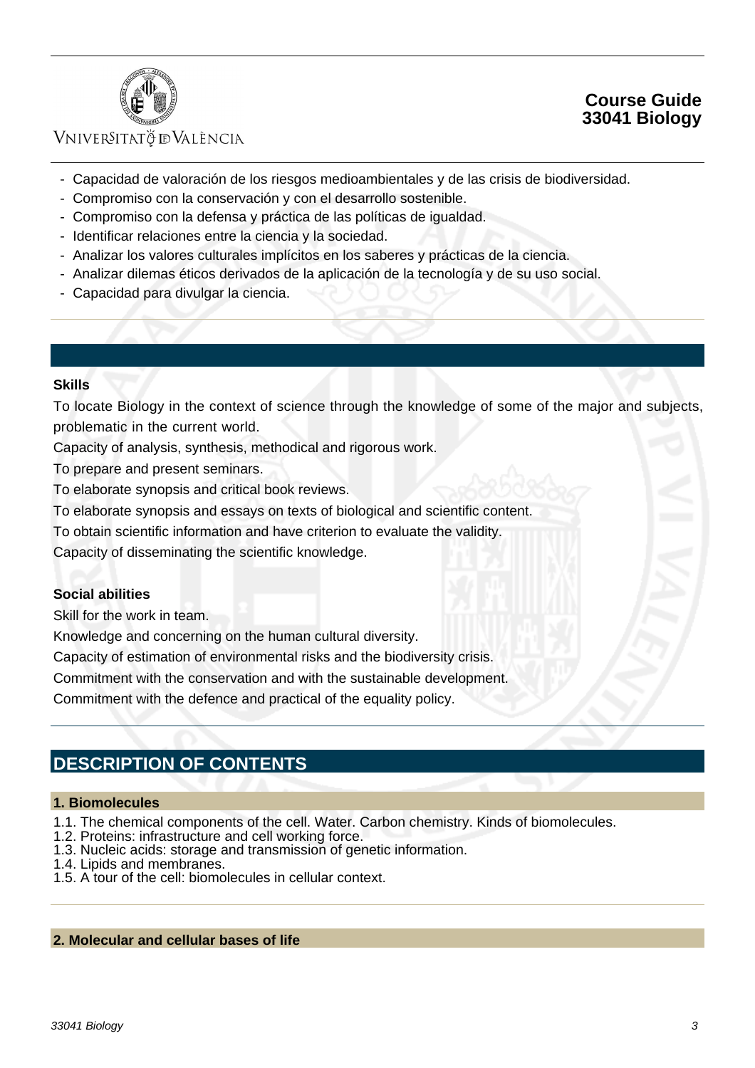- Capacidad de valoración de los riesgos medioambientales y de las crisis de biodiversidad.
- Compromiso con la conservación y con el desarrollo sostenible.
- Compromiso con la defensa y práctica de las políticas de igualdad.
- Identificar relaciones entre la ciencia y la sociedad.
- Analizar los valores culturales implícitos en los saberes y prácticas de la ciencia.
- Analizar dilemas éticos derivados de la aplicación de la tecnología y de su uso social.
- Capacidad para divulgar la ciencia.

**Skills**

To locate Biology in the context of science through the knowledge of some of the major and subjects, problematic in the current world.

Capacity of analysis, synthesis, methodical and rigorous work.

To prepare and present seminars.

To elaborate synopsis and critical book reviews.

To elaborate synopsis and essays on texts of biological and scientific content.

To obtain scientific information and have criterion to evaluate the validity.

Capacity of disseminating the scientific knowledge.

**Social abilities**

Skill for the work in team.

Knowledge and concerning on the human cultural diversity.

Capacity of estimation of environmental risks and the biodiversity crisis.

Commitment with the conservation and with the sustainable development.

Commitment with the defence and practical of the equality policy.

## DESCRIPTION OF CONTENTS

### 1. Biomolecules

1.1. The chemical components of the cell. Water. Carbon chemistry. Kinds of biomolecules.
1.2. Proteins: infrastructure and cell working force.
1.3. Nucleic acids: storage and transmission of genetic information.
1.4. Lipids and membranes.
1.5. A tour of the cell: biomolecules in cellular context.

### 2. Molecular and cellular bases of life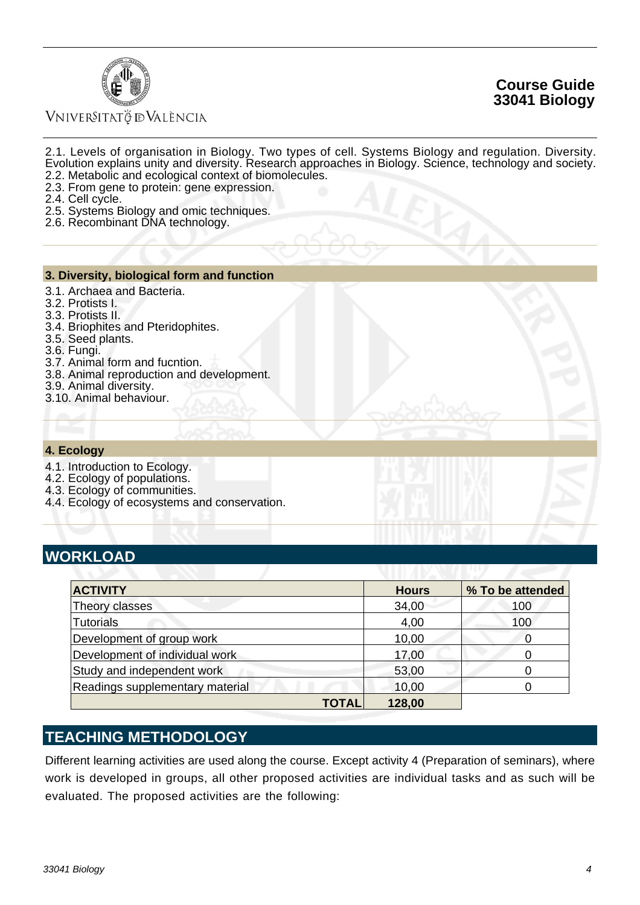2.1. Levels of organisation in Biology. Two types of cell. Systems Biology and regulation. Diversity. Evolution explains unity and diversity. Research approaches in Biology. Science, technology and society.
2.2. Metabolic and ecological context of biomolecules.
2.3. From gene to protein: gene expression.
2.4. Cell cycle.
2.5. Systems Biology and omic techniques.
2.6. Recombinant DNA technology.

### 3. Diversity, biological form and function

3.1. Archaea and Bacteria.
3.2. Protists I.
3.3. Protists II.
3.4. Briophites and Pteridophites.
3.5. Seed plants.
3.6. Fungi.
3.7. Animal form and fucntion.
3.8. Animal reproduction and development.
3.9. Animal diversity.
3.10. Animal behaviour.

### 4. Ecology

4.1. Introduction to Ecology.
4.2. Ecology of populations.
4.3. Ecology of communities.
4.4. Ecology of ecosystems and conservation.

## WORKLOAD

| ACTIVITY | Hours | % To be attended |
|---|---|---|
| Theory classes | 34,00 | 100 |
| Tutorials | 4,00 | 100 |
| Development of group work | 10,00 | 0 |
| Development of individual work | 17,00 | 0 |
| Study and independent work | 53,00 | 0 |
| Readings supplementary material | 10,00 | 0 |
| **TOTAL** | **128,00** | |

## TEACHING METHODOLOGY

Different learning activities are used along the course. Except activity 4 (Preparation of seminars), where work is developed in groups, all other proposed activities are individual tasks and as such will be evaluated. The proposed activities are the following: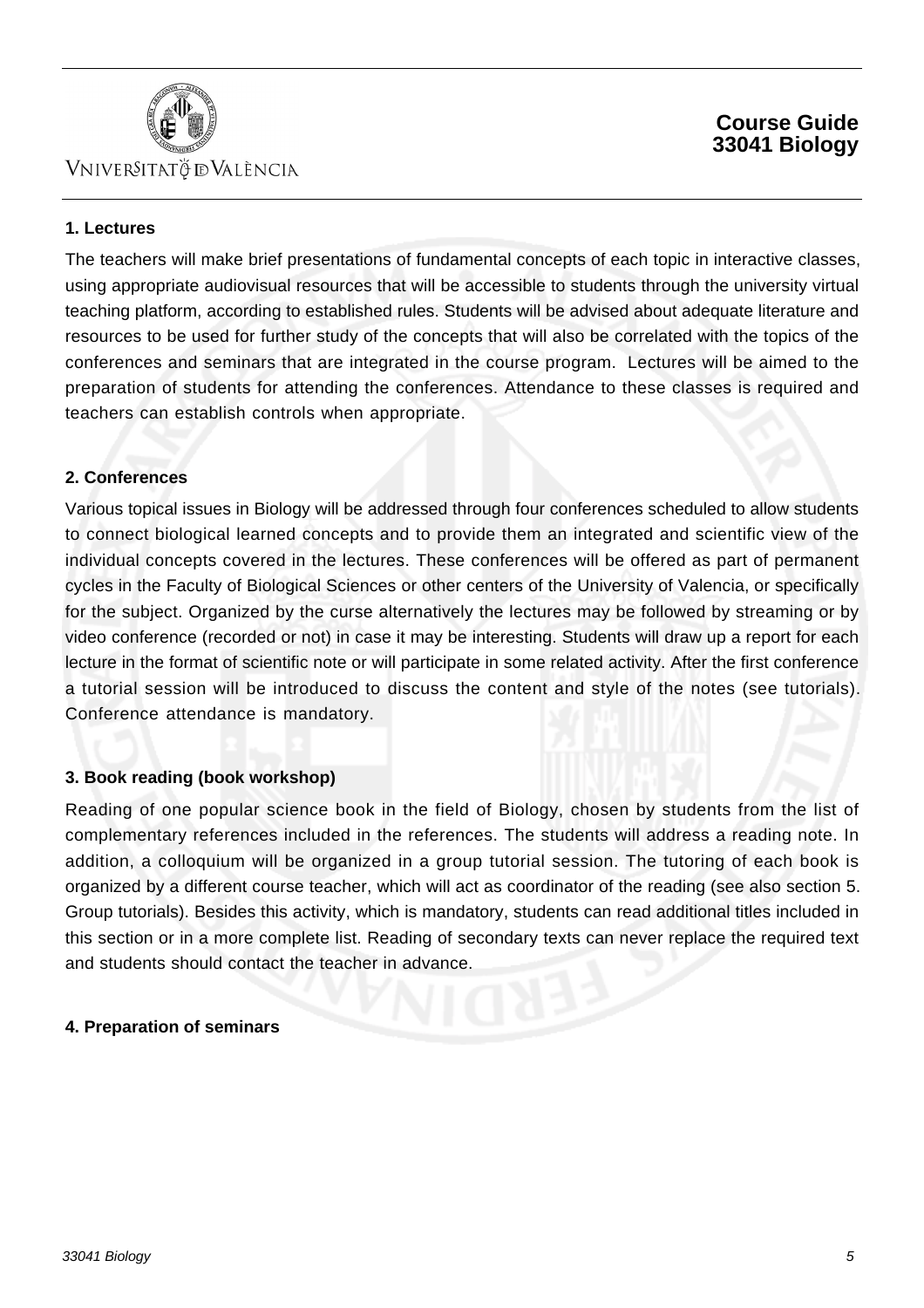**1. Lectures**

The teachers will make brief presentations of fundamental concepts of each topic in interactive classes, using appropriate audiovisual resources that will be accessible to students through the university virtual teaching platform, according to established rules. Students will be advised about adequate literature and resources to be used for further study of the concepts that will also be correlated with the topics of the conferences and seminars that are integrated in the course program. Lectures will be aimed to the preparation of students for attending the conferences. Attendance to these classes is required and teachers can establish controls when appropriate.

**2. Conferences**

Various topical issues in Biology will be addressed through four conferences scheduled to allow students to connect biological learned concepts and to provide them an integrated and scientific view of the individual concepts covered in the lectures. These conferences will be offered as part of permanent cycles in the Faculty of Biological Sciences or other centers of the University of Valencia, or specifically for the subject. Organized by the curse alternatively the lectures may be followed by streaming or by video conference (recorded or not) in case it may be interesting. Students will draw up a report for each lecture in the format of scientific note or will participate in some related activity. After the first conference a tutorial session will be introduced to discuss the content and style of the notes (see tutorials). Conference attendance is mandatory.

**3. Book reading (book workshop)**

Reading of one popular science book in the field of Biology, chosen by students from the list of complementary references included in the references. The students will address a reading note. In addition, a colloquium will be organized in a group tutorial session. The tutoring of each book is organized by a different course teacher, which will act as coordinator of the reading (see also section 5. Group tutorials). Besides this activity, which is mandatory, students can read additional titles included in this section or in a more complete list. Reading of secondary texts can never replace the required text and students should contact the teacher in advance.

**4. Preparation of seminars**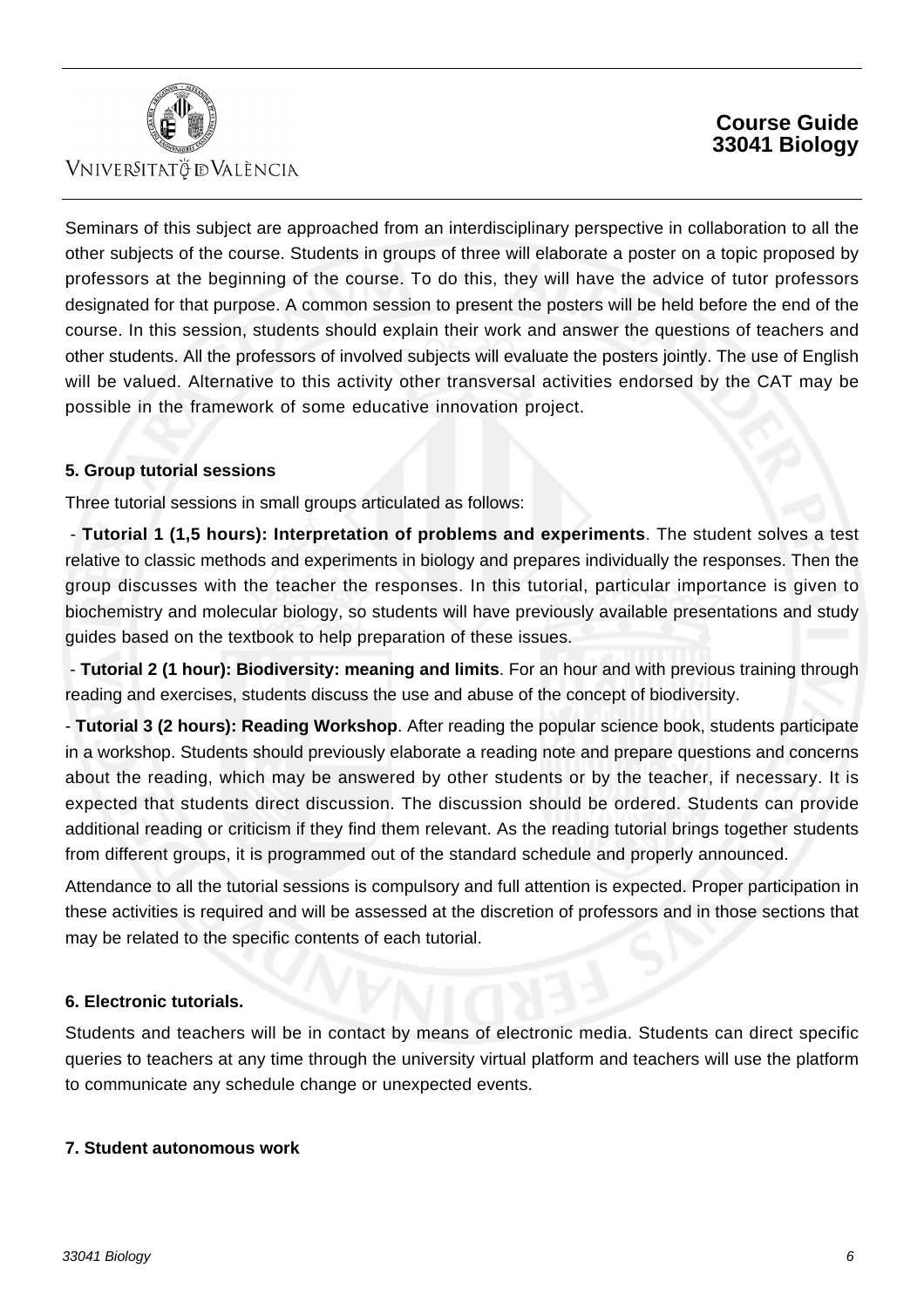Seminars of this subject are approached from an interdisciplinary perspective in collaboration to all the other subjects of the course. Students in groups of three will elaborate a poster on a topic proposed by professors at the beginning of the course. To do this, they will have the advice of tutor professors designated for that purpose. A common session to present the posters will be held before the end of the course. In this session, students should explain their work and answer the questions of teachers and other students. All the professors of involved subjects will evaluate the posters jointly. The use of English will be valued. Alternative to this activity other transversal activities endorsed by the CAT may be possible in the framework of some educative innovation project.

**5. Group tutorial sessions**

Three tutorial sessions in small groups articulated as follows:

- **Tutorial 1 (1,5 hours): Interpretation of problems and experiments**. The student solves a test relative to classic methods and experiments in biology and prepares individually the responses. Then the group discusses with the teacher the responses. In this tutorial, particular importance is given to biochemistry and molecular biology, so students will have previously available presentations and study guides based on the textbook to help preparation of these issues.

- **Tutorial 2 (1 hour): Biodiversity: meaning and limits**. For an hour and with previous training through reading and exercises, students discuss the use and abuse of the concept of biodiversity.

- **Tutorial 3 (2 hours): Reading Workshop**. After reading the popular science book, students participate in a workshop. Students should previously elaborate a reading note and prepare questions and concerns about the reading, which may be answered by other students or by the teacher, if necessary. It is expected that students direct discussion. The discussion should be ordered. Students can provide additional reading or criticism if they find them relevant. As the reading tutorial brings together students from different groups, it is programmed out of the standard schedule and properly announced.

Attendance to all the tutorial sessions is compulsory and full attention is expected. Proper participation in these activities is required and will be assessed at the discretion of professors and in those sections that may be related to the specific contents of each tutorial.

**6. Electronic tutorials.**

Students and teachers will be in contact by means of electronic media. Students can direct specific queries to teachers at any time through the university virtual platform and teachers will use the platform to communicate any schedule change or unexpected events.

**7. Student autonomous work**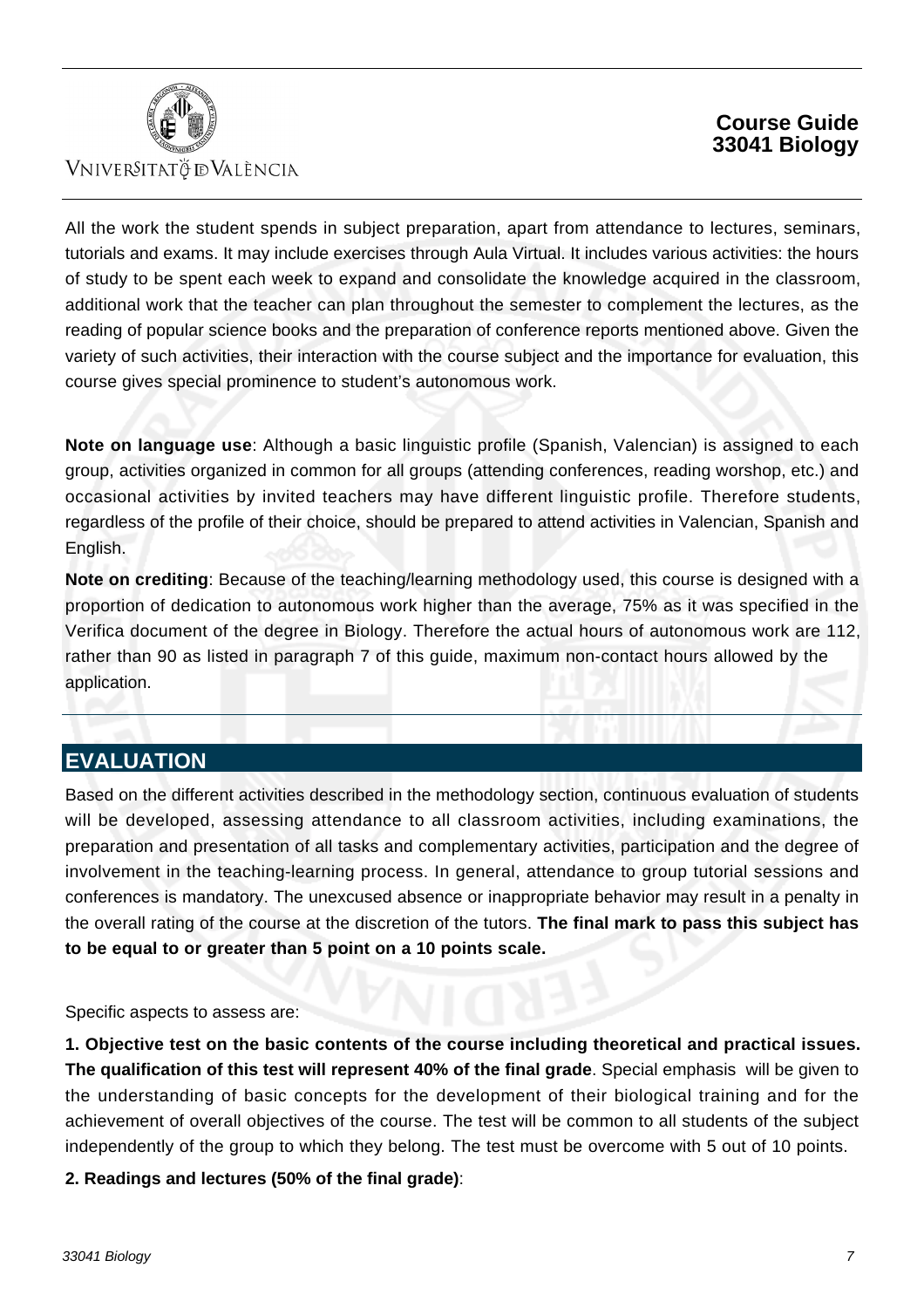All the work the student spends in subject preparation, apart from attendance to lectures, seminars, tutorials and exams. It may include exercises through Aula Virtual. It includes various activities: the hours of study to be spent each week to expand and consolidate the knowledge acquired in the classroom, additional work that the teacher can plan throughout the semester to complement the lectures, as the reading of popular science books and the preparation of conference reports mentioned above. Given the variety of such activities, their interaction with the course subject and the importance for evaluation, this course gives special prominence to student's autonomous work.

**Note on language use**: Although a basic linguistic profile (Spanish, Valencian) is assigned to each group, activities organized in common for all groups (attending conferences, reading worshop, etc.) and occasional activities by invited teachers may have different linguistic profile. Therefore students, regardless of the profile of their choice, should be prepared to attend activities in Valencian, Spanish and English.

**Note on crediting**: Because of the teaching/learning methodology used, this course is designed with a proportion of dedication to autonomous work higher than the average, 75% as it was specified in the Verifica document of the degree in Biology. Therefore the actual hours of autonomous work are 112, rather than 90 as listed in paragraph 7 of this guide, maximum non-contact hours allowed by the application.

## EVALUATION

Based on the different activities described in the methodology section, continuous evaluation of students will be developed, assessing attendance to all classroom activities, including examinations, the preparation and presentation of all tasks and complementary activities, participation and the degree of involvement in the teaching-learning process. In general, attendance to group tutorial sessions and conferences is mandatory. The unexcused absence or inappropriate behavior may result in a penalty in the overall rating of the course at the discretion of the tutors. **The final mark to pass this subject has to be equal to or greater than 5 point on a 10 points scale.**

Specific aspects to assess are:

**1. Objective test on the basic contents of the course including theoretical and practical issues. The qualification of this test will represent 40% of the final grade**. Special emphasis will be given to the understanding of basic concepts for the development of their biological training and for the achievement of overall objectives of the course. The test will be common to all students of the subject independently of the group to which they belong. The test must be overcome with 5 out of 10 points.

**2. Readings and lectures (50% of the final grade)**: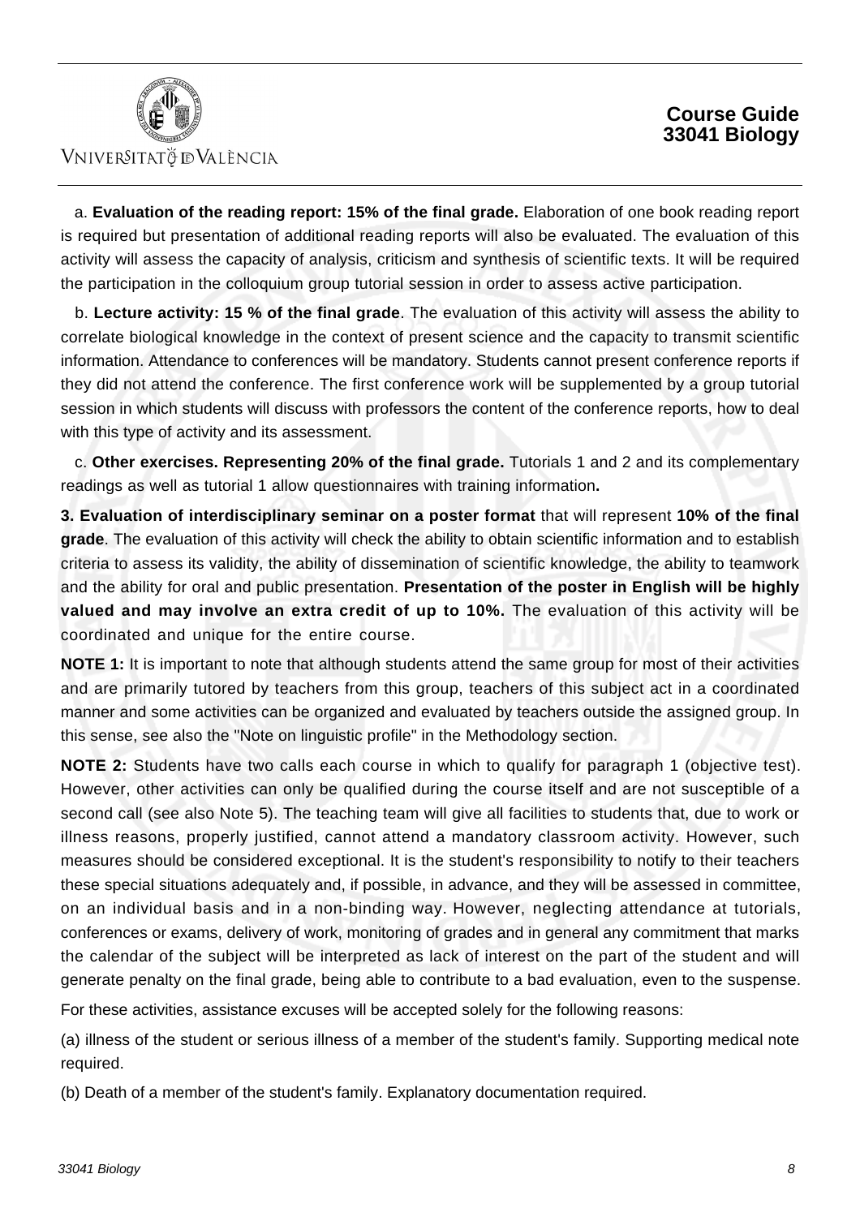a. **Evaluation of the reading report: 15% of the final grade.** Elaboration of one book reading report is required but presentation of additional reading reports will also be evaluated. The evaluation of this activity will assess the capacity of analysis, criticism and synthesis of scientific texts. It will be required the participation in the colloquium group tutorial session in order to assess active participation.

b. **Lecture activity: 15 % of the final grade**. The evaluation of this activity will assess the ability to correlate biological knowledge in the context of present science and the capacity to transmit scientific information. Attendance to conferences will be mandatory. Students cannot present conference reports if they did not attend the conference. The first conference work will be supplemented by a group tutorial session in which students will discuss with professors the content of the conference reports, how to deal with this type of activity and its assessment.

c. **Other exercises. Representing 20% of the final grade.** Tutorials 1 and 2 and its complementary readings as well as tutorial 1 allow questionnaires with training information**.**

**3. Evaluation of interdisciplinary seminar on a poster format** that will represent **10% of the final grade**. The evaluation of this activity will check the ability to obtain scientific information and to establish criteria to assess its validity, the ability of dissemination of scientific knowledge, the ability to teamwork and the ability for oral and public presentation. **Presentation of the poster in English will be highly valued and may involve an extra credit of up to 10%.** The evaluation of this activity will be coordinated and unique for the entire course.

**NOTE 1:** It is important to note that although students attend the same group for most of their activities and are primarily tutored by teachers from this group, teachers of this subject act in a coordinated manner and some activities can be organized and evaluated by teachers outside the assigned group. In this sense, see also the "Note on linguistic profile" in the Methodology section.

**NOTE 2:** Students have two calls each course in which to qualify for paragraph 1 (objective test). However, other activities can only be qualified during the course itself and are not susceptible of a second call (see also Note 5). The teaching team will give all facilities to students that, due to work or illness reasons, properly justified, cannot attend a mandatory classroom activity. However, such measures should be considered exceptional. It is the student's responsibility to notify to their teachers these special situations adequately and, if possible, in advance, and they will be assessed in committee, on an individual basis and in a non-binding way. However, neglecting attendance at tutorials, conferences or exams, delivery of work, monitoring of grades and in general any commitment that marks the calendar of the subject will be interpreted as lack of interest on the part of the student and will generate penalty on the final grade, being able to contribute to a bad evaluation, even to the suspense.

For these activities, assistance excuses will be accepted solely for the following reasons:

(a) illness of the student or serious illness of a member of the student's family. Supporting medical note required.

(b) Death of a member of the student's family. Explanatory documentation required.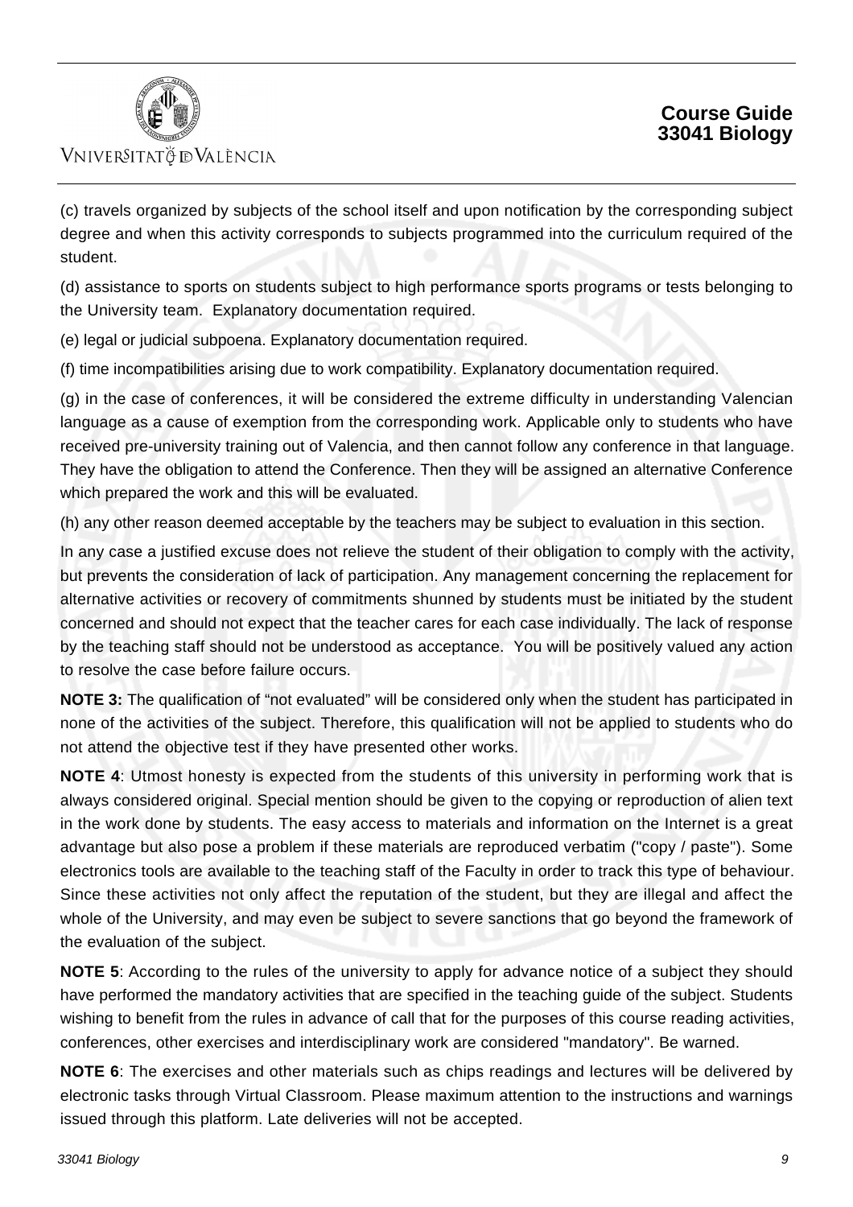(c) travels organized by subjects of the school itself and upon notification by the corresponding subject degree and when this activity corresponds to subjects programmed into the curriculum required of the student.

(d) assistance to sports on students subject to high performance sports programs or tests belonging to the University team. Explanatory documentation required.

(e) legal or judicial subpoena. Explanatory documentation required.

(f) time incompatibilities arising due to work compatibility. Explanatory documentation required.

(g) in the case of conferences, it will be considered the extreme difficulty in understanding Valencian language as a cause of exemption from the corresponding work. Applicable only to students who have received pre-university training out of Valencia, and then cannot follow any conference in that language. They have the obligation to attend the Conference. Then they will be assigned an alternative Conference which prepared the work and this will be evaluated.

(h) any other reason deemed acceptable by the teachers may be subject to evaluation in this section.

In any case a justified excuse does not relieve the student of their obligation to comply with the activity, but prevents the consideration of lack of participation. Any management concerning the replacement for alternative activities or recovery of commitments shunned by students must be initiated by the student concerned and should not expect that the teacher cares for each case individually. The lack of response by the teaching staff should not be understood as acceptance. You will be positively valued any action to resolve the case before failure occurs.

**NOTE 3:** The qualification of "not evaluated" will be considered only when the student has participated in none of the activities of the subject. Therefore, this qualification will not be applied to students who do not attend the objective test if they have presented other works.

**NOTE 4**: Utmost honesty is expected from the students of this university in performing work that is always considered original. Special mention should be given to the copying or reproduction of alien text in the work done by students. The easy access to materials and information on the Internet is a great advantage but also pose a problem if these materials are reproduced verbatim ("copy / paste"). Some electronics tools are available to the teaching staff of the Faculty in order to track this type of behaviour. Since these activities not only affect the reputation of the student, but they are illegal and affect the whole of the University, and may even be subject to severe sanctions that go beyond the framework of the evaluation of the subject.

**NOTE 5**: According to the rules of the university to apply for advance notice of a subject they should have performed the mandatory activities that are specified in the teaching guide of the subject. Students wishing to benefit from the rules in advance of call that for the purposes of this course reading activities, conferences, other exercises and interdisciplinary work are considered "mandatory". Be warned.

**NOTE 6**: The exercises and other materials such as chips readings and lectures will be delivered by electronic tasks through Virtual Classroom. Please maximum attention to the instructions and warnings issued through this platform. Late deliveries will not be accepted.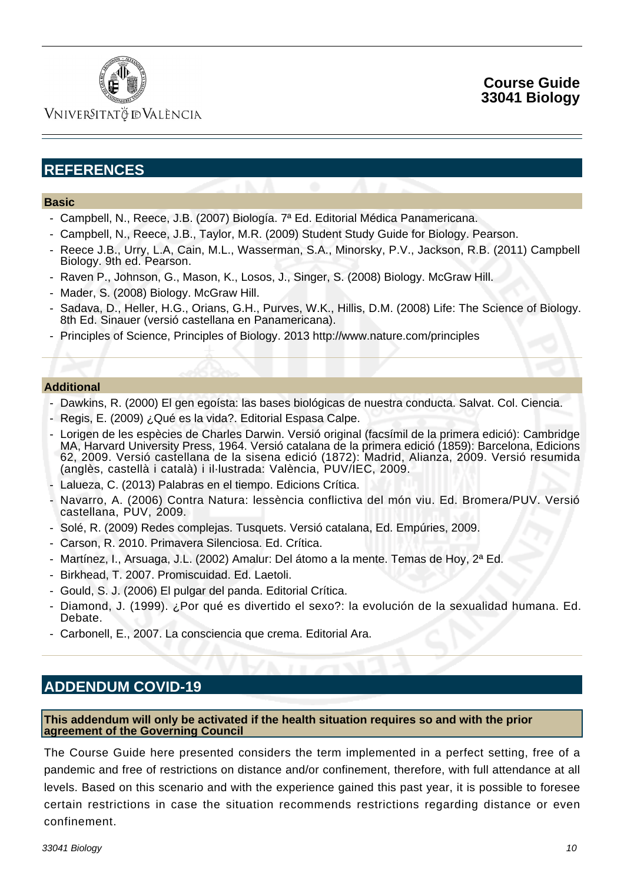## REFERENCES

### Basic

- Campbell, N., Reece, J.B. (2007) Biología. 7ª Ed. Editorial Médica Panamericana.
- Campbell, N., Reece, J.B., Taylor, M.R. (2009) Student Study Guide for Biology. Pearson.
- Reece J.B., Urry, L.A, Cain, M.L., Wasserman, S.A., Minorsky, P.V., Jackson, R.B. (2011) Campbell Biology. 9th ed. Pearson.
- Raven P., Johnson, G., Mason, K., Losos, J., Singer, S. (2008) Biology. McGraw Hill.
- Mader, S. (2008) Biology. McGraw Hill.
- Sadava, D., Heller, H.G., Orians, G.H., Purves, W.K., Hillis, D.M. (2008) Life: The Science of Biology. 8th Ed. Sinauer (versió castellana en Panamericana).
- Principles of Science, Principles of Biology. 2013 http://www.nature.com/principles

### Additional

- Dawkins, R. (2000) El gen egoísta: las bases biológicas de nuestra conducta. Salvat. Col. Ciencia.
- Regis, E. (2009) ¿Qué es la vida?. Editorial Espasa Calpe.
- Lorigen de les espècies de Charles Darwin. Versió original (facsímil de la primera edició): Cambridge MA, Harvard University Press, 1964. Versió catalana de la primera edició (1859): Barcelona, Edicions 62, 2009. Versió castellana de la sisena edició (1872): Madrid, Alianza, 2009. Versió resumida (anglès, castellà i català) i il·lustrada: València, PUV/IEC, 2009.
- Lalueza, C. (2013) Palabras en el tiempo. Edicions Crítica.
- Navarro, A. (2006) Contra Natura: lessència conflictiva del món viu. Ed. Bromera/PUV. Versió castellana, PUV, 2009.
- Solé, R. (2009) Redes complejas. Tusquets. Versió catalana, Ed. Empúries, 2009.
- Carson, R. 2010. Primavera Silenciosa. Ed. Crítica.
- Martínez, I., Arsuaga, J.L. (2002) Amalur: Del átomo a la mente. Temas de Hoy, 2ª Ed.
- Birkhead, T. 2007. Promiscuidad. Ed. Laetoli.
- Gould, S. J. (2006) El pulgar del panda. Editorial Crítica.
- Diamond, J. (1999). ¿Por qué es divertido el sexo?: la evolución de la sexualidad humana. Ed. Debate.
- Carbonell, E., 2007. La consciencia que crema. Editorial Ara.

## ADDENDUM COVID-19

**This addendum will only be activated if the health situation requires so and with the prior agreement of the Governing Council**

The Course Guide here presented considers the term implemented in a perfect setting, free of a pandemic and free of restrictions on distance and/or confinement, therefore, with full attendance at all levels. Based on this scenario and with the experience gained this past year, it is possible to foresee certain restrictions in case the situation recommends restrictions regarding distance or even confinement.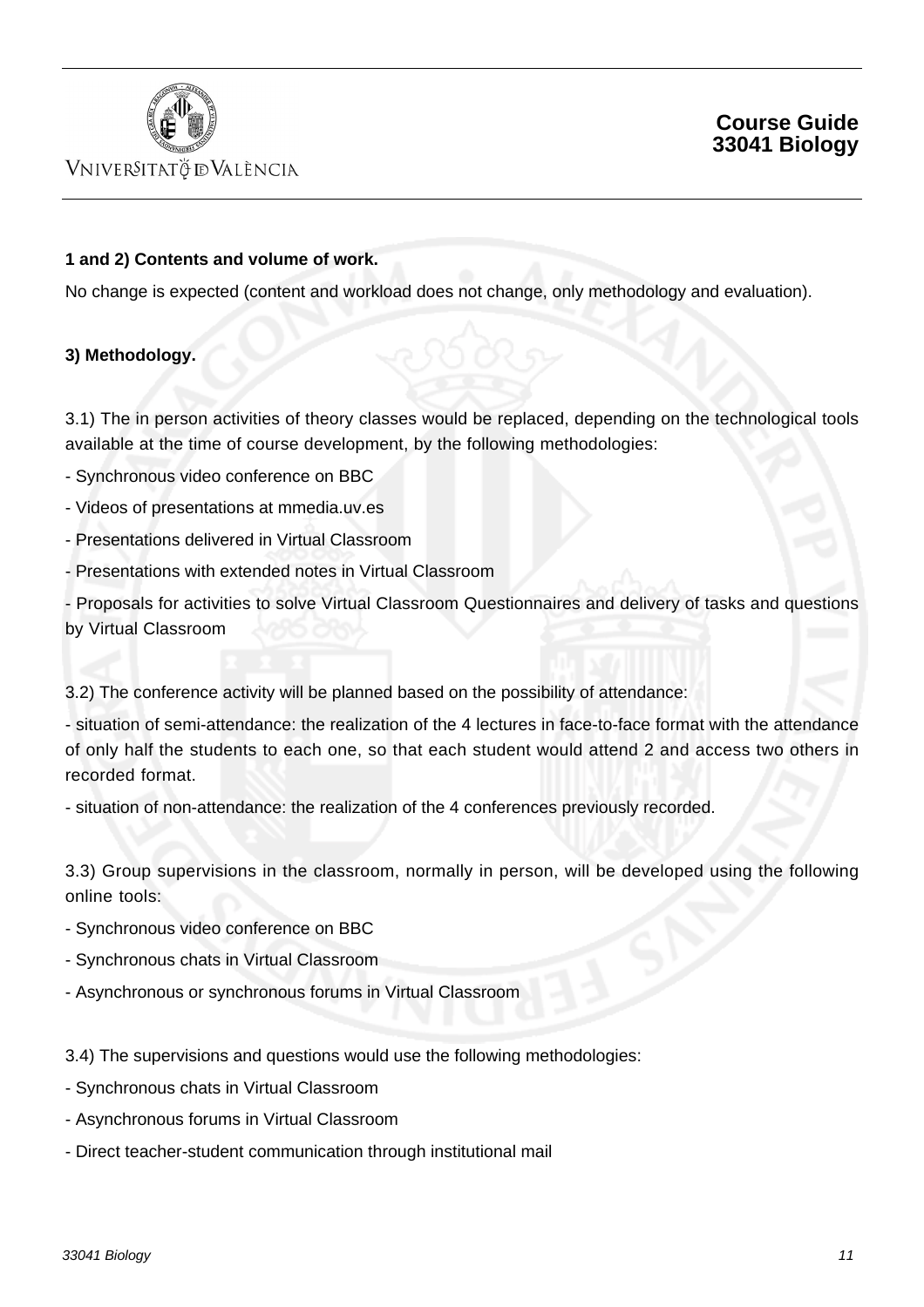**1 and 2) Contents and volume of work.**

No change is expected (content and workload does not change, only methodology and evaluation).

**3) Methodology.**

3.1) The in person activities of theory classes would be replaced, depending on the technological tools available at the time of course development, by the following methodologies:

- Synchronous video conference on BBC
- Videos of presentations at mmedia.uv.es
- Presentations delivered in Virtual Classroom
- Presentations with extended notes in Virtual Classroom
- Proposals for activities to solve Virtual Classroom Questionnaires and delivery of tasks and questions by Virtual Classroom

3.2) The conference activity will be planned based on the possibility of attendance:

- situation of semi-attendance: the realization of the 4 lectures in face-to-face format with the attendance of only half the students to each one, so that each student would attend 2 and access two others in recorded format.
- situation of non-attendance: the realization of the 4 conferences previously recorded.

3.3) Group supervisions in the classroom, normally in person, will be developed using the following online tools:

- Synchronous video conference on BBC
- Synchronous chats in Virtual Classroom
- Asynchronous or synchronous forums in Virtual Classroom

3.4) The supervisions and questions would use the following methodologies:

- Synchronous chats in Virtual Classroom
- Asynchronous forums in Virtual Classroom
- Direct teacher-student communication through institutional mail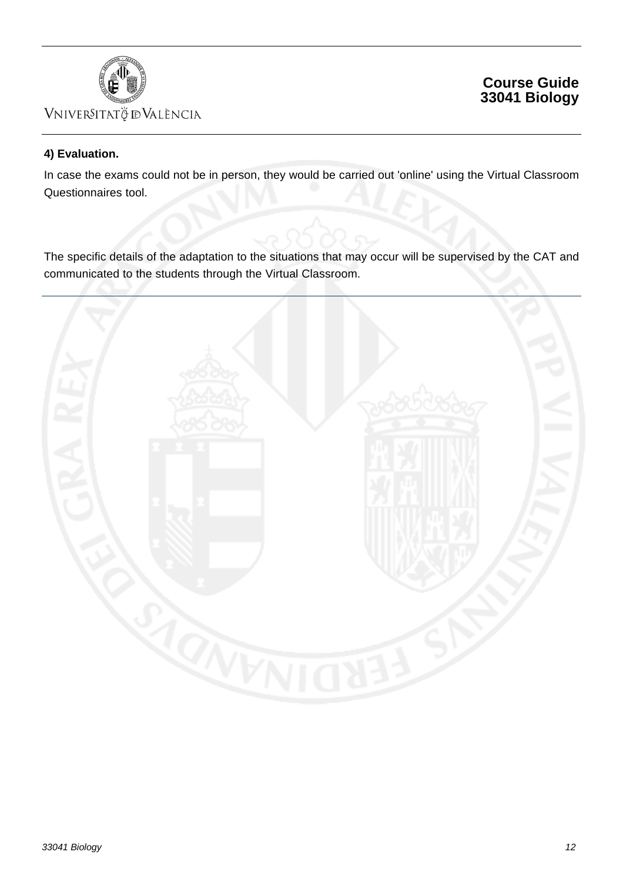**4) Evaluation.**

In case the exams could not be in person, they would be carried out 'online' using the Virtual Classroom Questionnaires tool.

The specific details of the adaptation to the situations that may occur will be supervised by the CAT and communicated to the students through the Virtual Classroom.